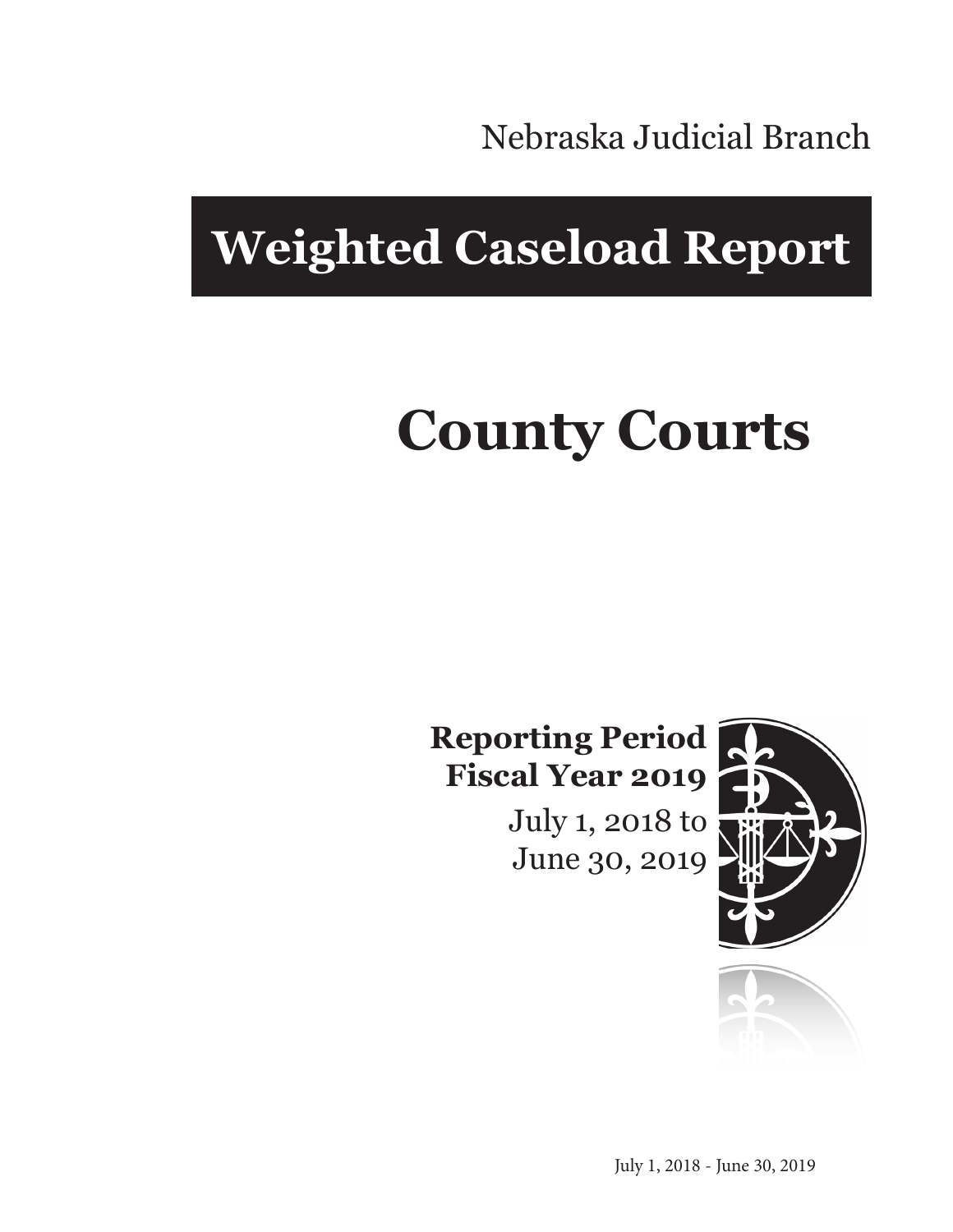Nebraska Judicial Branch

# Weighted Caseload Report

# County Courts

**Reporting Period**
**Fiscal Year 2019**
July 1, 2018 to
June 30, 2019

July 1, 2018 - June 30, 2019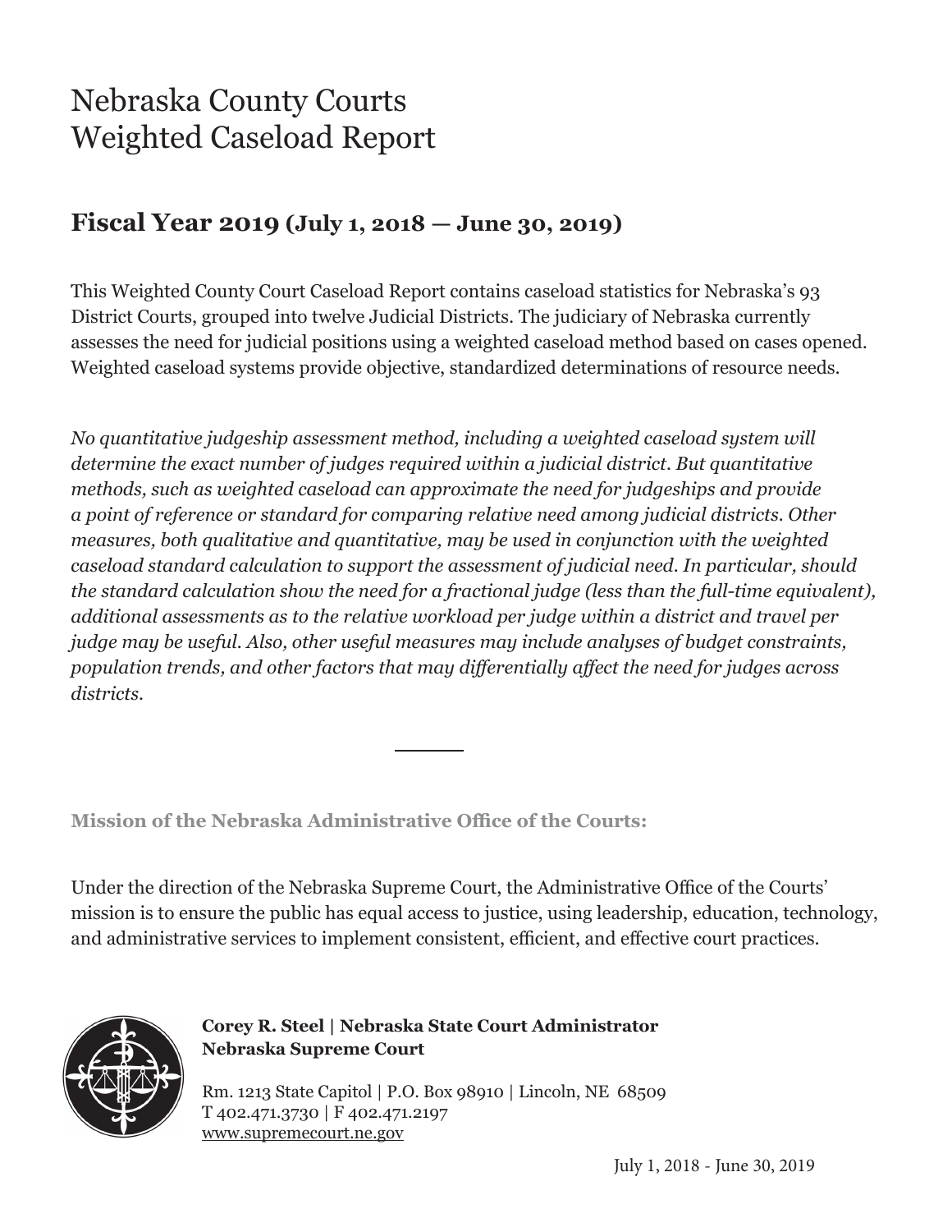# Nebraska County Courts
# Weighted Caseload Report

## Fiscal Year 2019 (July 1, 2018 — June 30, 2019)

This Weighted County Court Caseload Report contains caseload statistics for Nebraska's 93 District Courts, grouped into twelve Judicial Districts. The judiciary of Nebraska currently assesses the need for judicial positions using a weighted caseload method based on cases opened. Weighted caseload systems provide objective, standardized determinations of resource needs.

*No quantitative judgeship assessment method, including a weighted caseload system will determine the exact number of judges required within a judicial district. But quantitative methods, such as weighted caseload can approximate the need for judgeships and provide a point of reference or standard for comparing relative need among judicial districts. Other measures, both qualitative and quantitative, may be used in conjunction with the weighted caseload standard calculation to support the assessment of judicial need. In particular, should the standard calculation show the need for a fractional judge (less than the full-time equivalent), additional assessments as to the relative workload per judge within a district and travel per judge may be useful. Also, other useful measures may include analyses of budget constraints, population trends, and other factors that may differentially affect the need for judges across districts.*

---

**Mission of the Nebraska Administrative Office of the Courts:**

Under the direction of the Nebraska Supreme Court, the Administrative Office of the Courts' mission is to ensure the public has equal access to justice, using leadership, education, technology, and administrative services to implement consistent, efficient, and effective court practices.

**Corey R. Steel | Nebraska State Court Administrator**
**Nebraska Supreme Court**

Rm. 1213 State Capitol | P.O. Box 98910 | Lincoln, NE 68509
T 402.471.3730 | F 402.471.2197
www.supremecourt.ne.gov

July 1, 2018 - June 30, 2019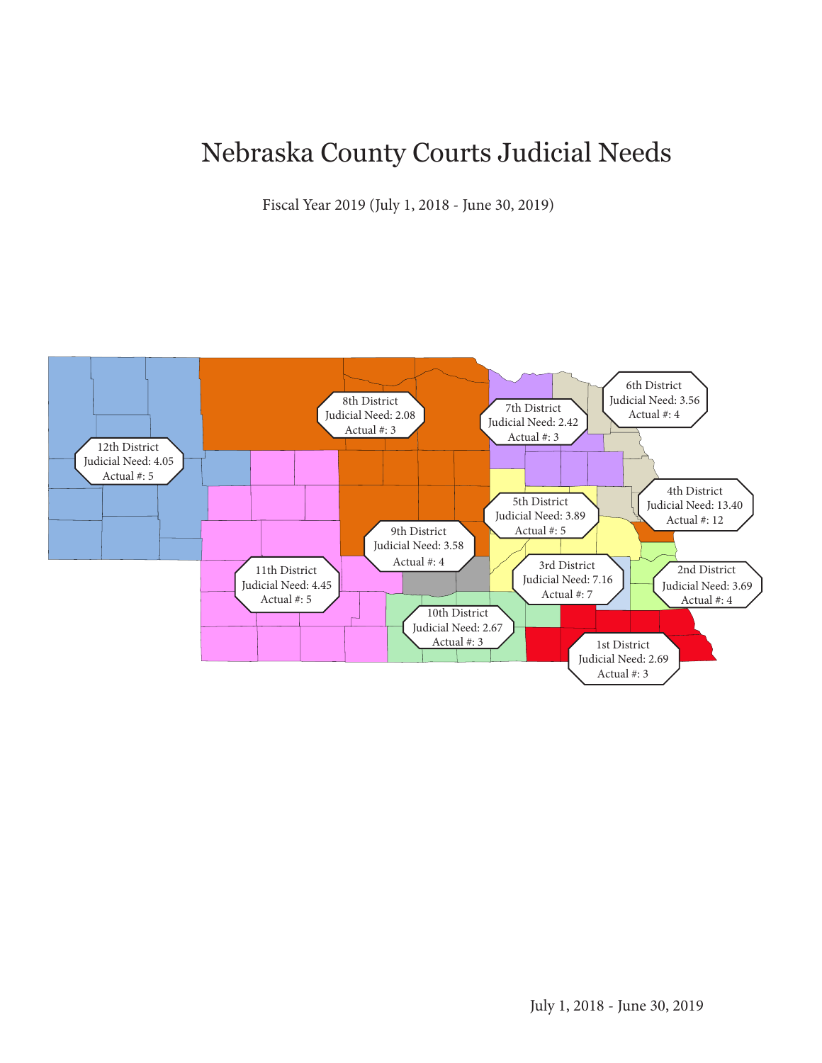# Nebraska County Courts Judicial Needs

Fiscal Year 2019 (July 1, 2018 - June 30, 2019)

12th District
Judicial Need: 4.05
Actual #: 5

8th District
Judicial Need: 2.08
Actual #: 3

7th District
Judicial Need: 2.42
Actual #: 3

6th District
Judicial Need: 3.56
Actual #: 4

4th District
Judicial Need: 13.40
Actual #: 12

5th District
Judicial Need: 3.89
Actual #: 5

9th District
Judicial Need: 3.58
Actual #: 4

11th District
Judicial Need: 4.45
Actual #: 5

3rd District
Judicial Need: 7.16
Actual #: 7

2nd District
Judicial Need: 3.69
Actual #: 4

10th District
Judicial Need: 2.67
Actual #: 3

1st District
Judicial Need: 2.69
Actual #: 3

July 1, 2018 - June 30, 2019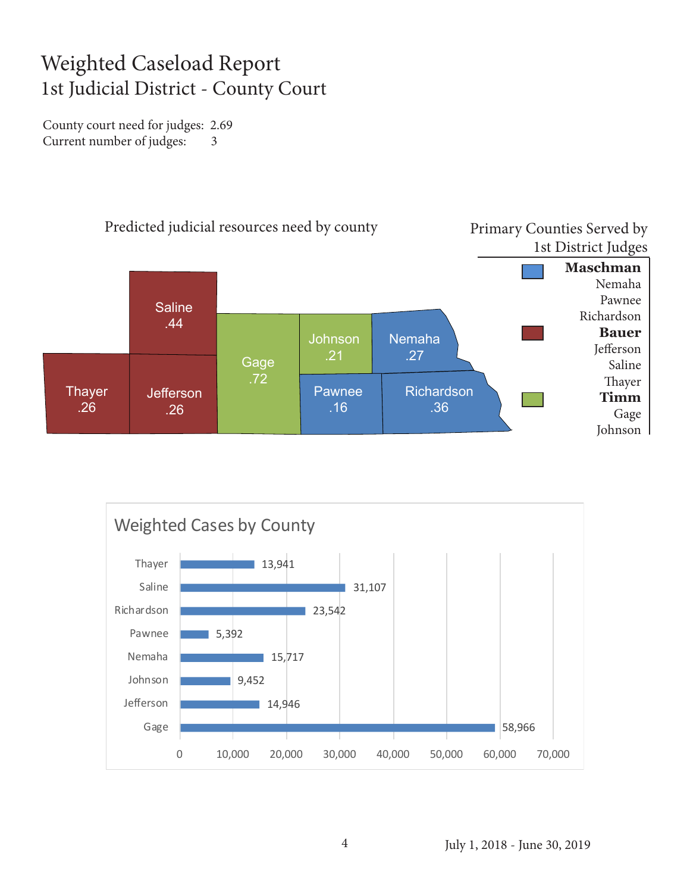# Weighted Caseload Report

## 1st Judicial District - County Court

County court need for judges: 2.69
Current number of judges: 3

### Predicted judicial resources need by county

| County | Need |
|---|---|
| Saline | .44 |
| Thayer | .26 |
| Jefferson | .26 |
| Gage | .72 |
| Johnson | .21 |
| Nemaha | .27 |
| Pawnee | .16 |
| Richardson | .36 |

### Primary Counties Served by 1st District Judges

**Maschman**
- Nemaha
- Pawnee
- Richardson

**Bauer**
- Jefferson
- Saline
- Thayer

**Timm**
- Gage
- Johnson

### Weighted Cases by County

| County | Weighted Cases |
|---|---|
| Thayer | 13,941 |
| Saline | 31,107 |
| Richardson | 23,542 |
| Pawnee | 5,392 |
| Nemaha | 15,717 |
| Johnson | 9,452 |
| Jefferson | 14,946 |
| Gage | 58,966 |

July 1, 2018 - June 30, 2019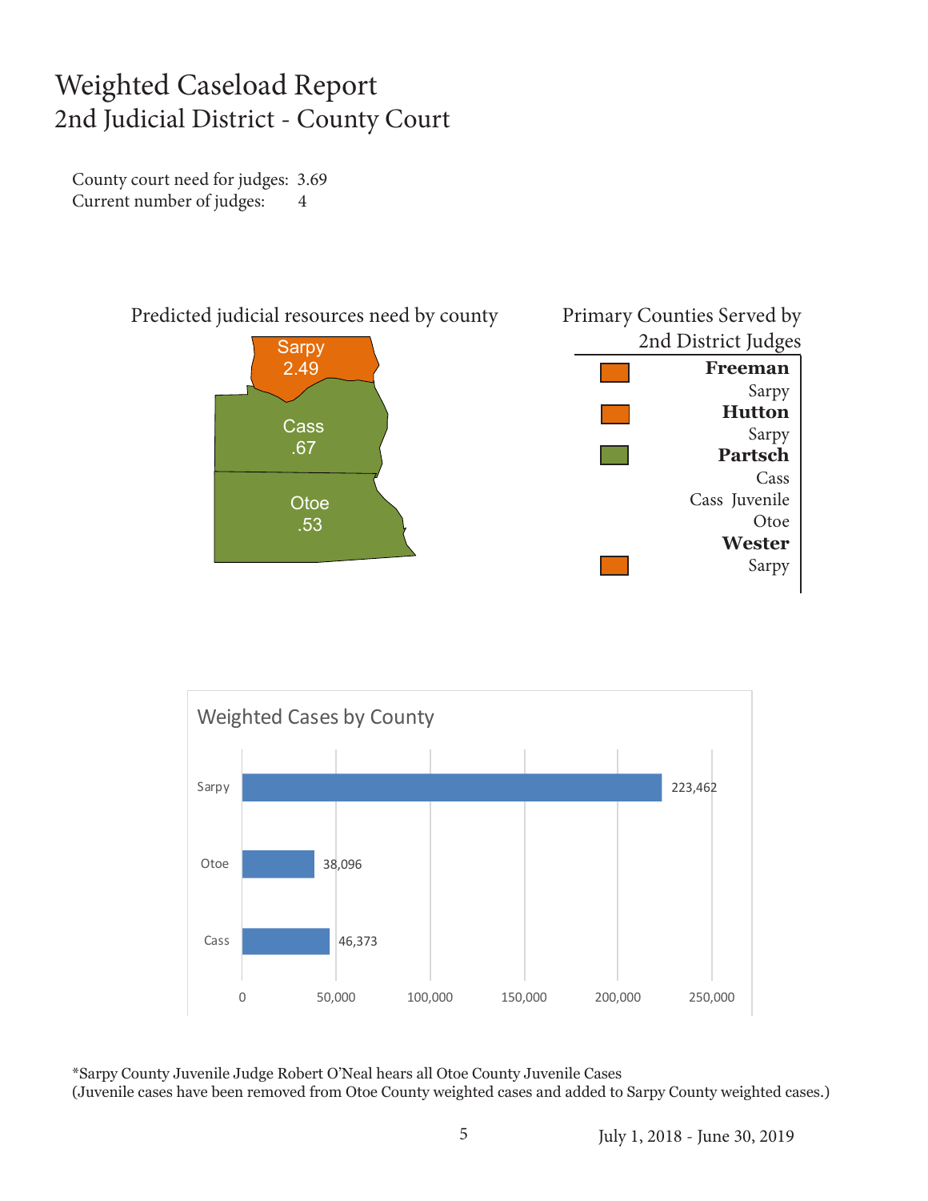# Weighted Caseload Report
## 2nd Judicial District - County Court

County court need for judges: 3.69
Current number of judges: 4

### Predicted judicial resources need by county

| County | Need |
|---|---|
| Sarpy | 2.49 |
| Cass | .67 |
| Otoe | .53 |

### Primary Counties Served by 2nd District Judges

**Freeman**
Sarpy

**Hutton**
Sarpy

**Partsch**
Cass
Cass Juvenile
Otoe

**Wester**
Sarpy

### Weighted Cases by County

| County | Weighted Cases |
|---|---|
| Sarpy | 223,462 |
| Otoe | 38,096 |
| Cass | 46,373 |

*Sarpy County Juvenile Judge Robert O'Neal hears all Otoe County Juvenile Cases
(Juvenile cases have been removed from Otoe County weighted cases and added to Sarpy County weighted cases.)

July 1, 2018 - June 30, 2019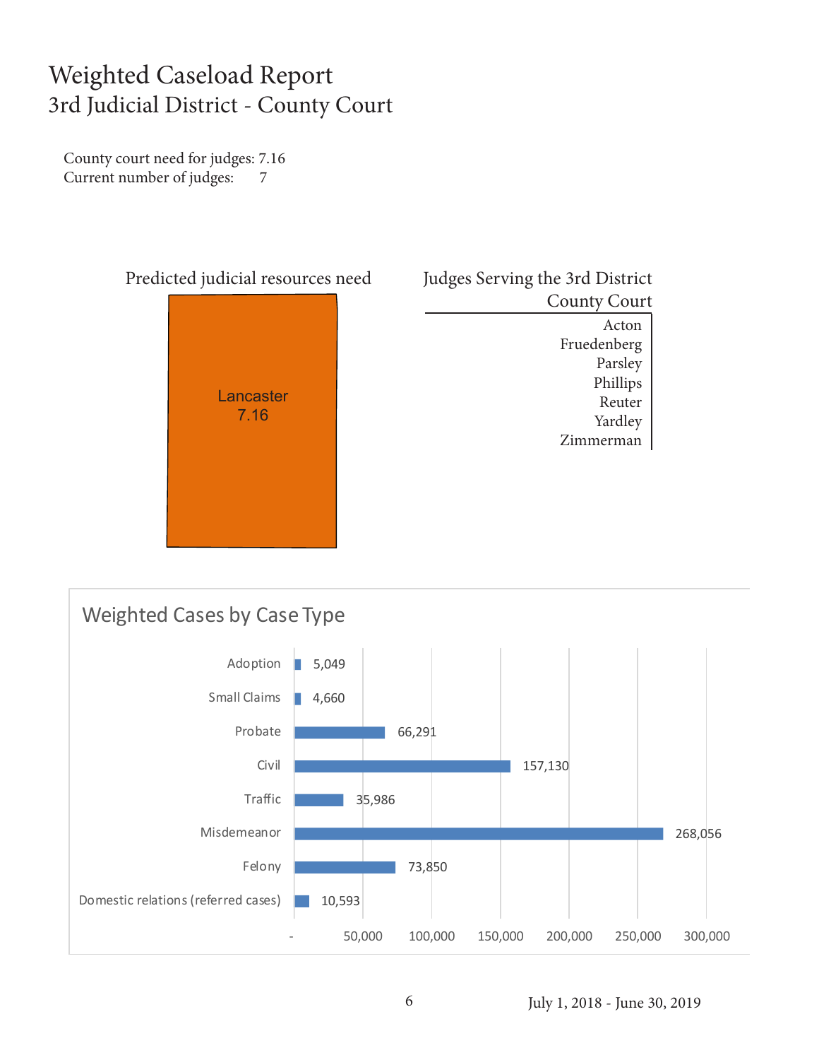# Weighted Caseload Report
## 3rd Judicial District - County Court

County court need for judges: 7.16
Current number of judges: 7

**Predicted judicial resources need**

Lancaster
7.16

**Judges Serving the 3rd District County Court**

Acton
Fruedenberg
Parsley
Phillips
Reuter
Yardley
Zimmerman

### Weighted Cases by Case Type

| Case Type | Weighted Cases |
| --- | --- |
| Adoption | 5,049 |
| Small Claims | 4,660 |
| Probate | 66,291 |
| Civil | 157,130 |
| Traffic | 35,986 |
| Misdemeanor | 268,056 |
| Felony | 73,850 |
| Domestic relations (referred cases) | 10,593 |

July 1, 2018 - June 30, 2019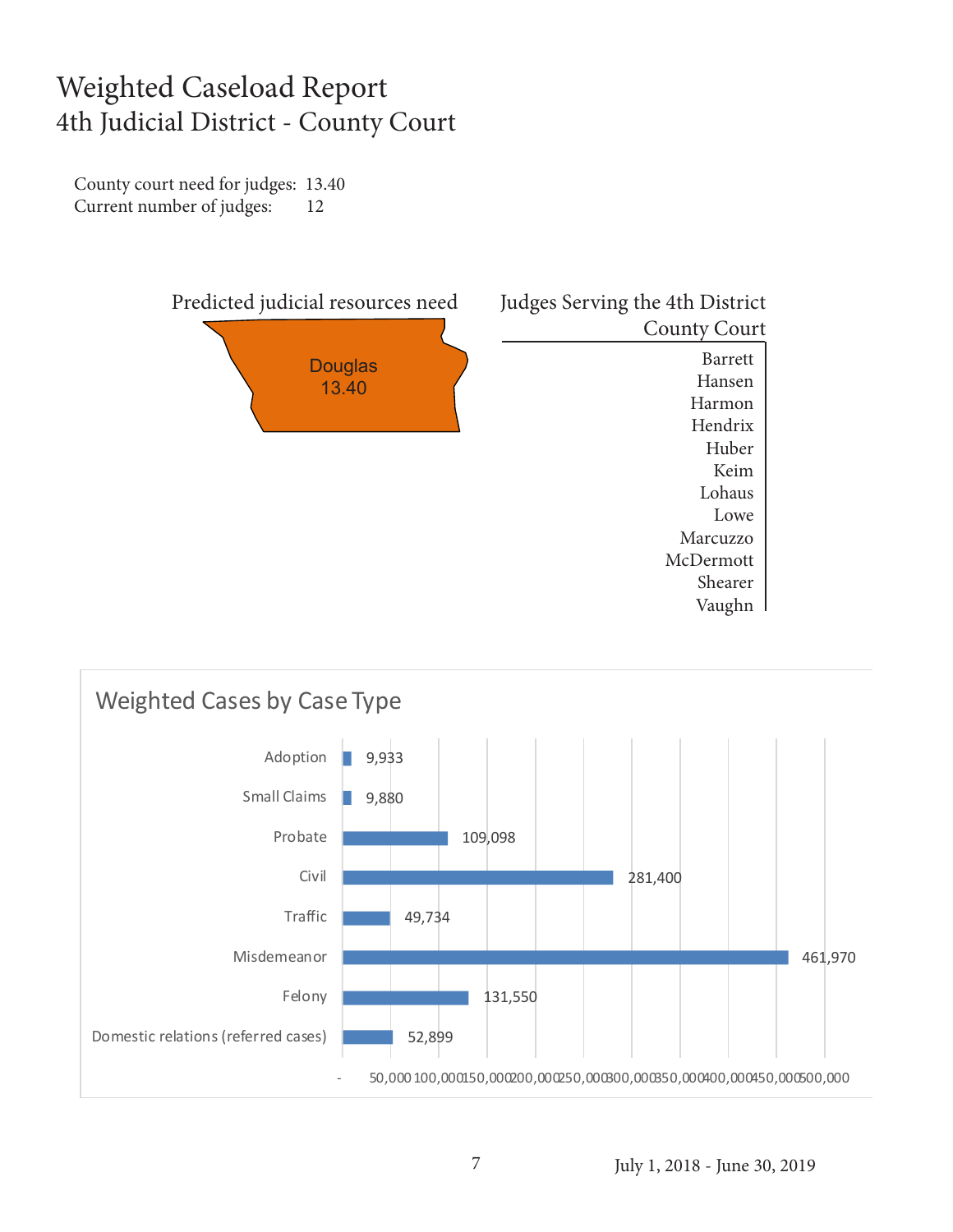# Weighted Caseload Report

## 4th Judicial District - County Court

County court need for judges: 13.40
Current number of judges: 12

Predicted judicial resources need

Douglas 13.40

Judges Serving the 4th District County Court

Barrett
Hansen
Harmon
Hendrix
Huber
Keim
Lohaus
Lowe
Marcuzzo
McDermott
Shearer
Vaughn

### Weighted Cases by Case Type

| Case Type | Weighted Cases |
| --- | --- |
| Adoption | 9,933 |
| Small Claims | 9,880 |
| Probate | 109,098 |
| Civil | 281,400 |
| Traffic | 49,734 |
| Misdemeanor | 461,970 |
| Felony | 131,550 |
| Domestic relations (referred cases) | 52,899 |

July 1, 2018 - June 30, 2019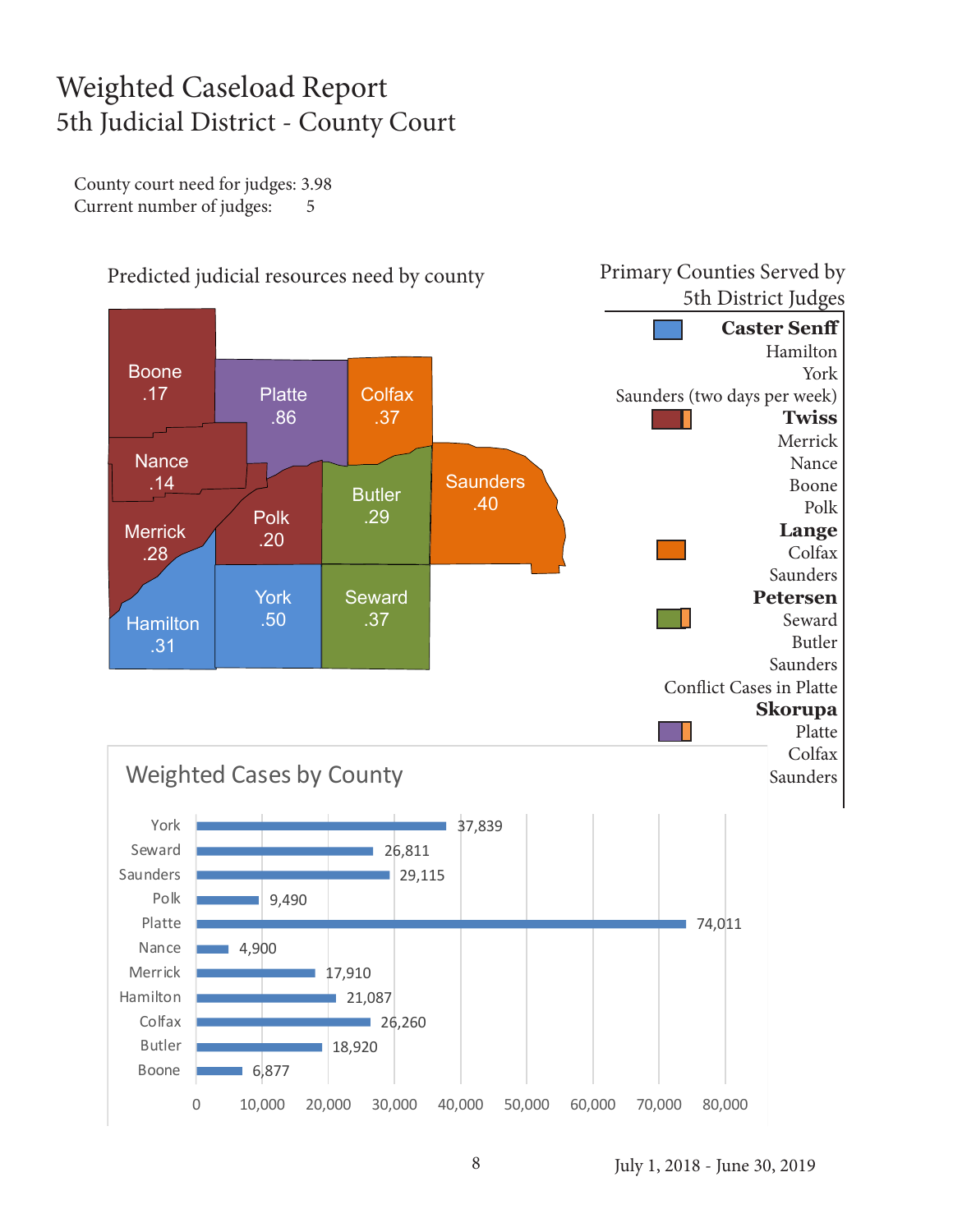# Weighted Caseload Report
## 5th Judicial District - County Court

County court need for judges: 3.98
Current number of judges: 5

### Predicted judicial resources need by county

| County | Need |
|---|---|
| Boone | .17 |
| Platte | .86 |
| Colfax | .37 |
| Nance | .14 |
| Merrick | .28 |
| Polk | .20 |
| Butler | .29 |
| Saunders | .40 |
| Hamilton | .31 |
| York | .50 |
| Seward | .37 |

### Primary Counties Served by 5th District Judges

**Caster Senff**
Hamilton
York
Saunders (two days per week)

**Twiss**
Merrick
Nance
Boone
Polk

**Lange**
Colfax
Saunders

**Petersen**
Seward
Butler
Saunders
Conflict Cases in Platte

**Skorupa**
Platte
Colfax
Saunders

### Weighted Cases by County

| County | Weighted Cases |
|---|---|
| York | 37,839 |
| Seward | 26,811 |
| Saunders | 29,115 |
| Polk | 9,490 |
| Platte | 74,011 |
| Nance | 4,900 |
| Merrick | 17,910 |
| Hamilton | 21,087 |
| Colfax | 26,260 |
| Butler | 18,920 |
| Boone | 6,877 |

July 1, 2018 - June 30, 2019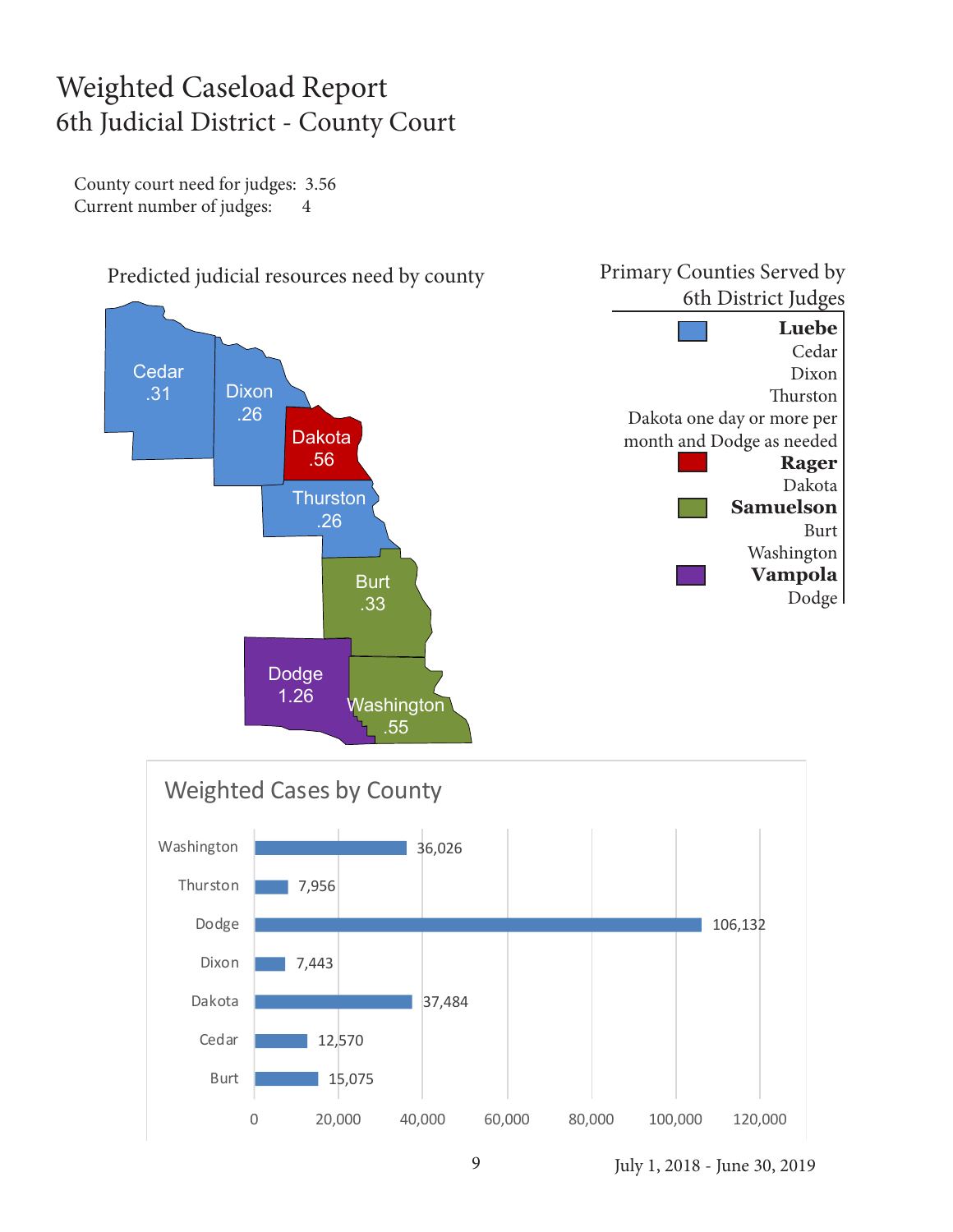# Weighted Caseload Report
## 6th Judicial District - County Court

County court need for judges: 3.56
Current number of judges: 4

Predicted judicial resources need by county

| County | Need |
|---|---|
| Cedar | .31 |
| Dixon | .26 |
| Dakota | .56 |
| Thurston | .26 |
| Burt | .33 |
| Dodge | 1.26 |
| Washington | .55 |

### Primary Counties Served by 6th District Judges

**Luebe**
Cedar
Dixon
Thurston
Dakota one day or more per month and Dodge as needed

**Rager**
Dakota

**Samuelson**
Burt
Washington

**Vampola**
Dodge

### Weighted Cases by County

| County | Weighted Cases |
|---|---|
| Washington | 36,026 |
| Thurston | 7,956 |
| Dodge | 106,132 |
| Dixon | 7,443 |
| Dakota | 37,484 |
| Cedar | 12,570 |
| Burt | 15,075 |

July 1, 2018 - June 30, 2019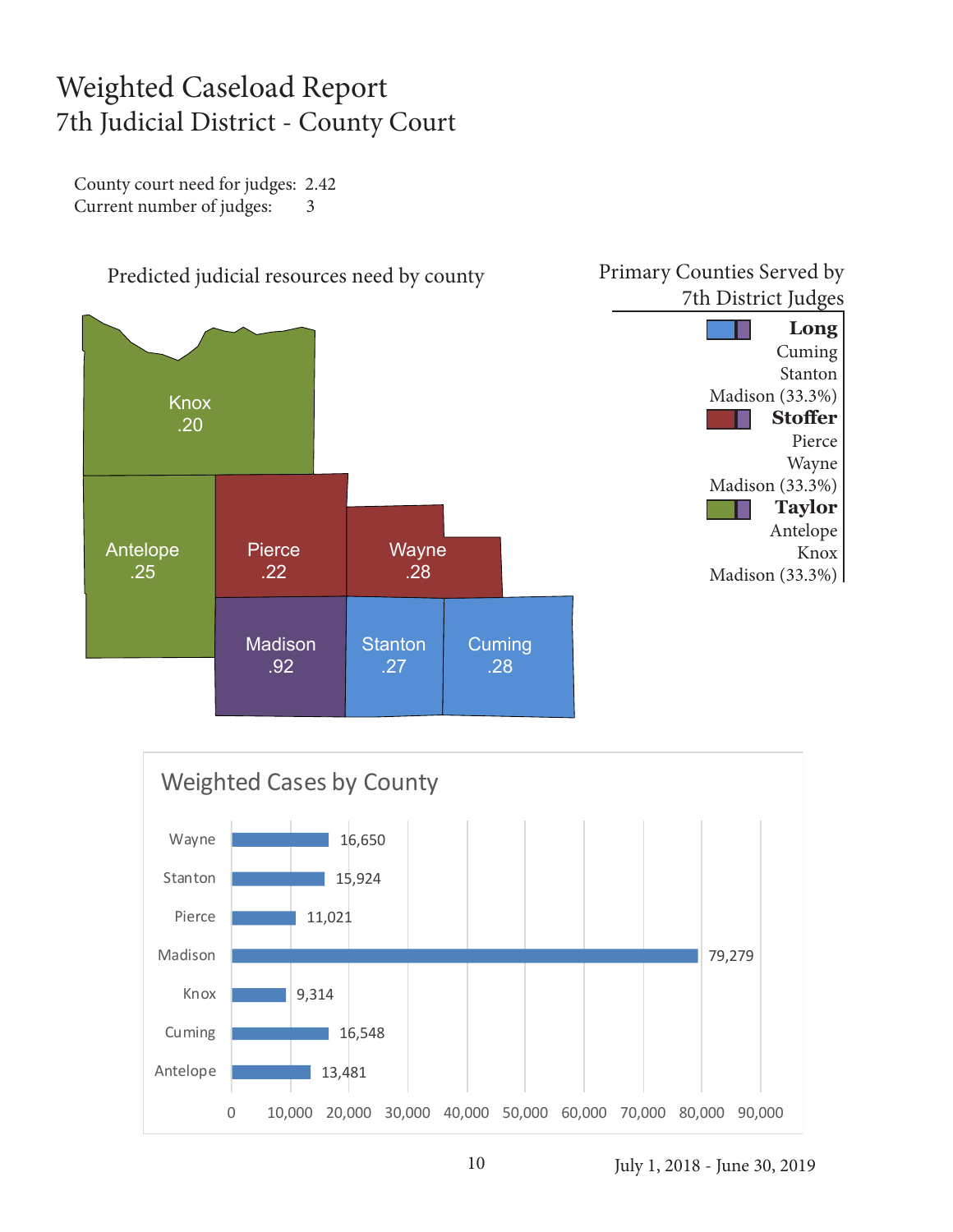# Weighted Caseload Report

## 7th Judicial District - County Court

County court need for judges: 2.42
Current number of judges: 3

Predicted judicial resources need by county

| County | Need |
|---|---|
| Knox | .20 |
| Antelope | .25 |
| Pierce | .22 |
| Wayne | .28 |
| Madison | .92 |
| Stanton | .27 |
| Cuming | .28 |

Primary Counties Served by 7th District Judges

**Long**
Cuming
Stanton
Madison (33.3%)

**Stoffer**
Pierce
Wayne
Madison (33.3%)

**Taylor**
Antelope
Knox
Madison (33.3%)

### Weighted Cases by County

| County | Weighted Cases |
|---|---|
| Wayne | 16,650 |
| Stanton | 15,924 |
| Pierce | 11,021 |
| Madison | 79,279 |
| Knox | 9,314 |
| Cuming | 16,548 |
| Antelope | 13,481 |

July 1, 2018 - June 30, 2019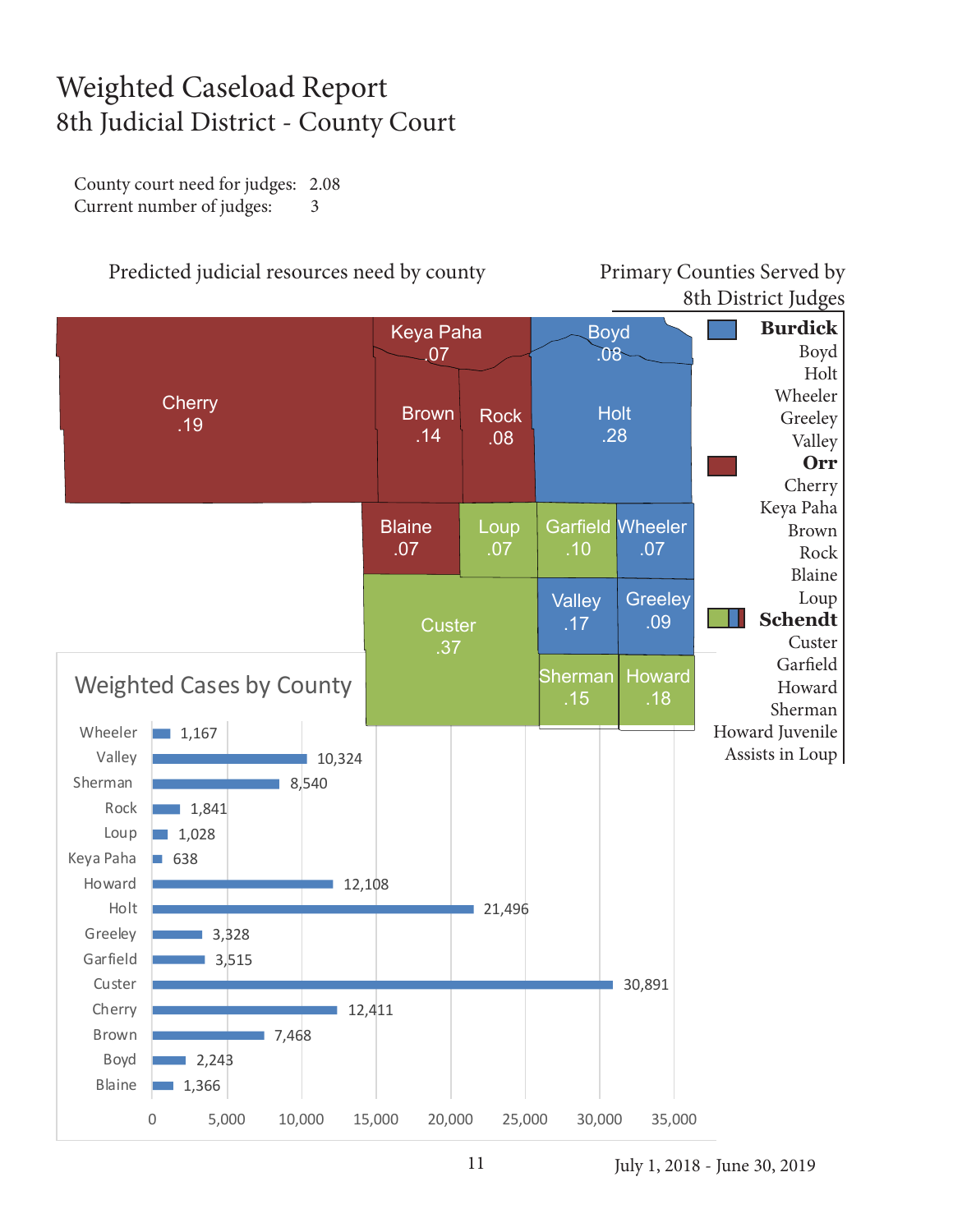# Weighted Caseload Report
## 8th Judicial District - County Court

County court need for judges: 2.08
Current number of judges: 3

### Predicted judicial resources need by county

| County | Need |
|---|---|
| Cherry | .19 |
| Keya Paha | .07 |
| Boyd | .08 |
| Brown | .14 |
| Rock | .08 |
| Holt | .28 |
| Blaine | .07 |
| Loup | .07 |
| Garfield | .10 |
| Wheeler | .07 |
| Custer | .37 |
| Valley | .17 |
| Greeley | .09 |
| Sherman | .15 |
| Howard | .18 |

### Primary Counties Served by 8th District Judges

**Burdick**
Boyd
Holt
Wheeler
Greeley
Valley

**Orr**
Cherry
Keya Paha
Brown
Rock
Blaine
Loup

**Schendt**
Custer
Garfield
Howard
Sherman
Howard Juvenile
Assists in Loup

### Weighted Cases by County

| County | Weighted Cases |
|---|---|
| Wheeler | 1,167 |
| Valley | 10,324 |
| Sherman | 8,540 |
| Rock | 1,841 |
| Loup | 1,028 |
| Keya Paha | 638 |
| Howard | 12,108 |
| Holt | 21,496 |
| Greeley | 3,328 |
| Garfield | 3,515 |
| Custer | 30,891 |
| Cherry | 12,411 |
| Brown | 7,468 |
| Boyd | 2,243 |
| Blaine | 1,366 |

July 1, 2018 - June 30, 2019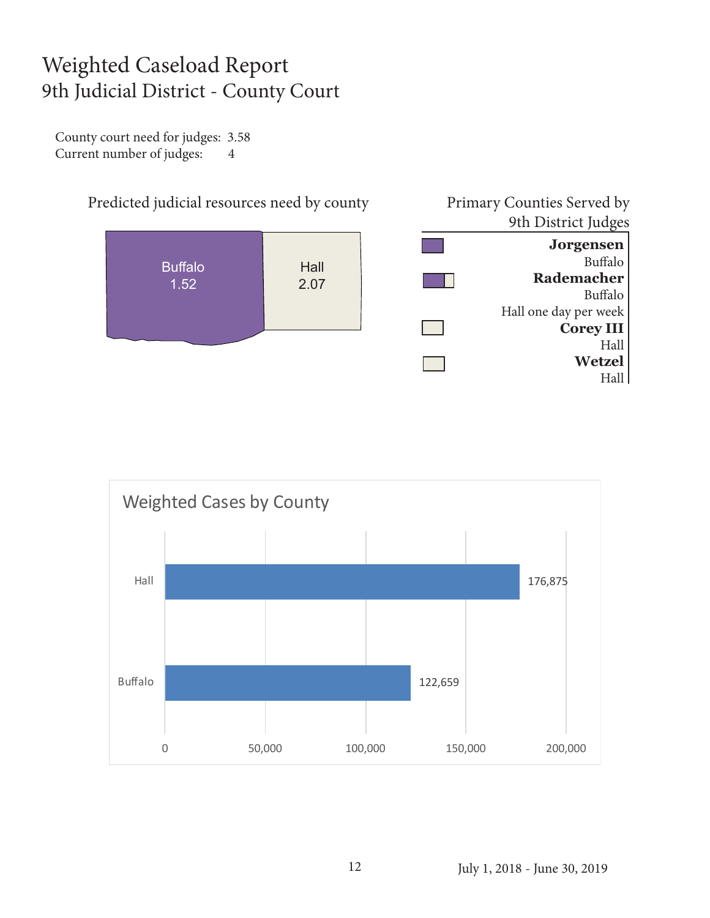# Weighted Caseload Report
## 9th Judicial District - County Court

County court need for judges: 3.58
Current number of judges: 4

### Predicted judicial resources need by county

| County | Need |
|---|---|
| Buffalo | 1.52 |
| Hall | 2.07 |

### Primary Counties Served by 9th District Judges

**Jorgensen**
Buffalo

**Rademacher**
Buffalo
Hall one day per week

**Corey III**
Hall

**Wetzel**
Hall

### Weighted Cases by County

| County | Weighted Cases |
|---|---|
| Hall | 176,875 |
| Buffalo | 122,659 |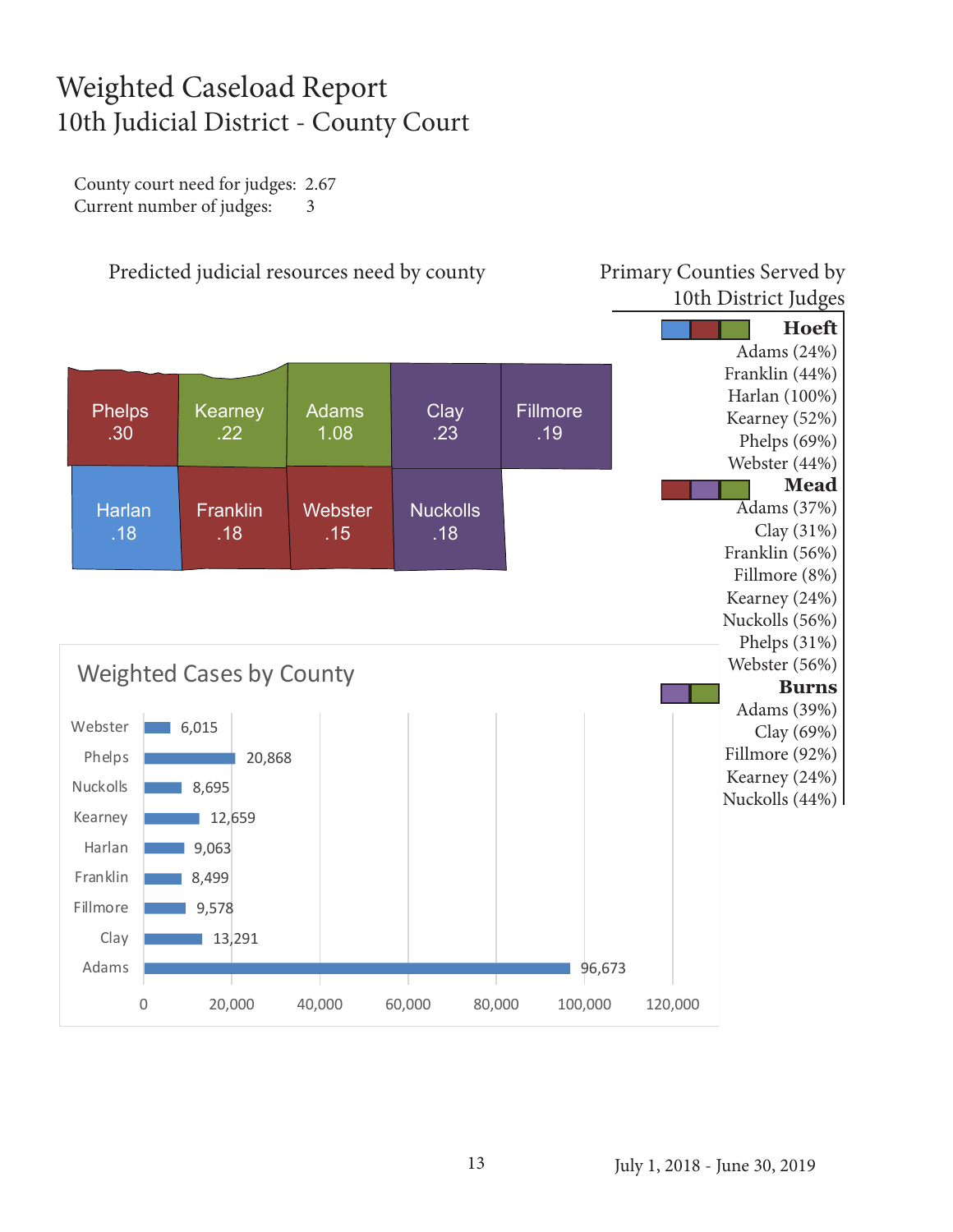# Weighted Caseload Report
## 10th Judicial District - County Court

County court need for judges: 2.67
Current number of judges: 3

### Predicted judicial resources need by county

| County | Need |
|---|---|
| Phelps | .30 |
| Kearney | .22 |
| Adams | 1.08 |
| Clay | .23 |
| Fillmore | .19 |
| Harlan | .18 |
| Franklin | .18 |
| Webster | .15 |
| Nuckolls | .18 |

### Weighted Cases by County

| County | Weighted Cases |
|---|---|
| Webster | 6,015 |
| Phelps | 20,868 |
| Nuckolls | 8,695 |
| Kearney | 12,659 |
| Harlan | 9,063 |
| Franklin | 8,499 |
| Fillmore | 9,578 |
| Clay | 13,291 |
| Adams | 96,673 |

### Primary Counties Served by 10th District Judges

**Hoeft**
- Adams (24%)
- Franklin (44%)
- Harlan (100%)
- Kearney (52%)
- Phelps (69%)
- Webster (44%)

**Mead**
- Adams (37%)
- Clay (31%)
- Franklin (56%)
- Fillmore (8%)
- Kearney (24%)
- Nuckolls (56%)
- Phelps (31%)
- Webster (56%)

**Burns**
- Adams (39%)
- Clay (69%)
- Fillmore (92%)
- Kearney (24%)
- Nuckolls (44%)

July 1, 2018 - June 30, 2019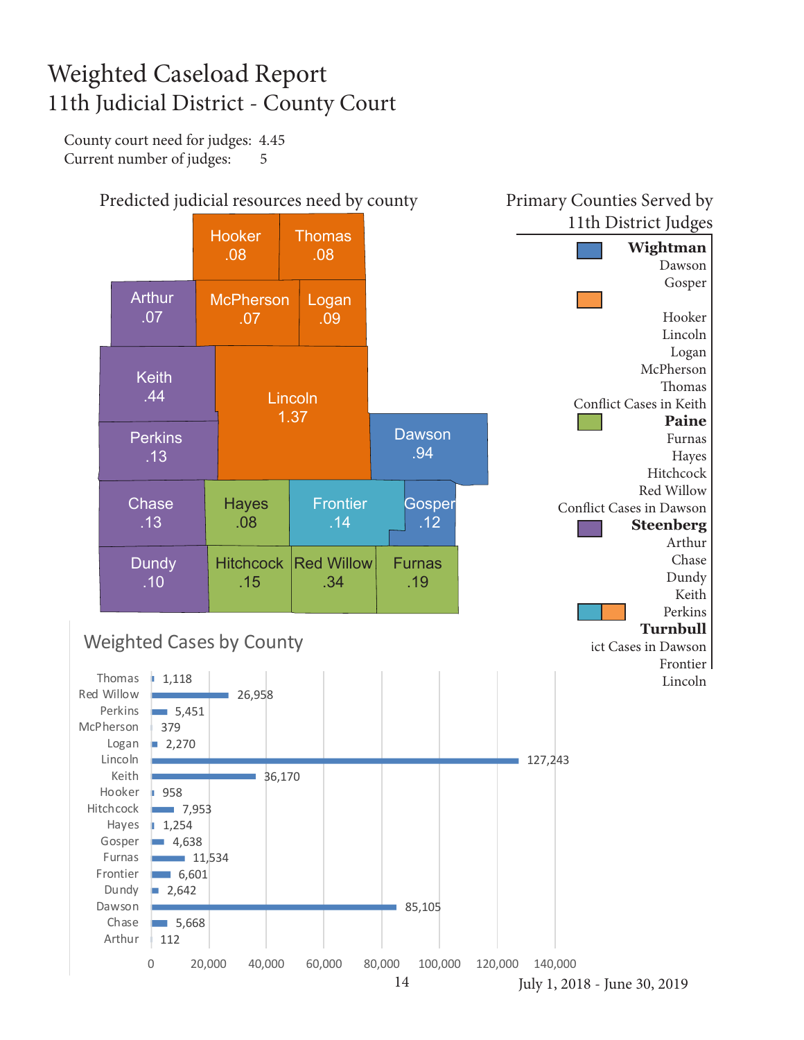# Weighted Caseload Report
## 11th Judicial District - County Court

County court need for judges: 4.45
Current number of judges: 5

### Predicted judicial resources need by county

| County | Need |
|---|---|
| Hooker | .08 |
| Thomas | .08 |
| Arthur | .07 |
| McPherson | .07 |
| Logan | .09 |
| Keith | .44 |
| Lincoln | 1.37 |
| Perkins | .13 |
| Dawson | .94 |
| Chase | .13 |
| Hayes | .08 |
| Frontier | .14 |
| Gosper | .12 |
| Dundy | .10 |
| Hitchcock | .15 |
| Red Willow | .34 |
| Furnas | .19 |

### Primary Counties Served by 11th District Judges

**Wightman**
Dawson
Gosper

Hooker
Lincoln
Logan
McPherson
Thomas
Conflict Cases in Keith

**Paine**
Furnas
Hayes
Hitchcock
Red Willow
Conflict Cases in Dawson

**Steenberg**
Arthur
Chase
Dundy
Keith
Perkins

**Turnbull**
ict Cases in Dawson
Frontier
Lincoln

### Weighted Cases by County

| County | Weighted Cases |
|---|---|
| Thomas | 1,118 |
| Red Willow | 26,958 |
| Perkins | 5,451 |
| McPherson | 379 |
| Logan | 2,270 |
| Lincoln | 127,243 |
| Keith | 36,170 |
| Hooker | 958 |
| Hitchcock | 7,953 |
| Hayes | 1,254 |
| Gosper | 4,638 |
| Furnas | 11,534 |
| Frontier | 6,601 |
| Dundy | 2,642 |
| Dawson | 85,105 |
| Chase | 5,668 |
| Arthur | 112 |

July 1, 2018 - June 30, 2019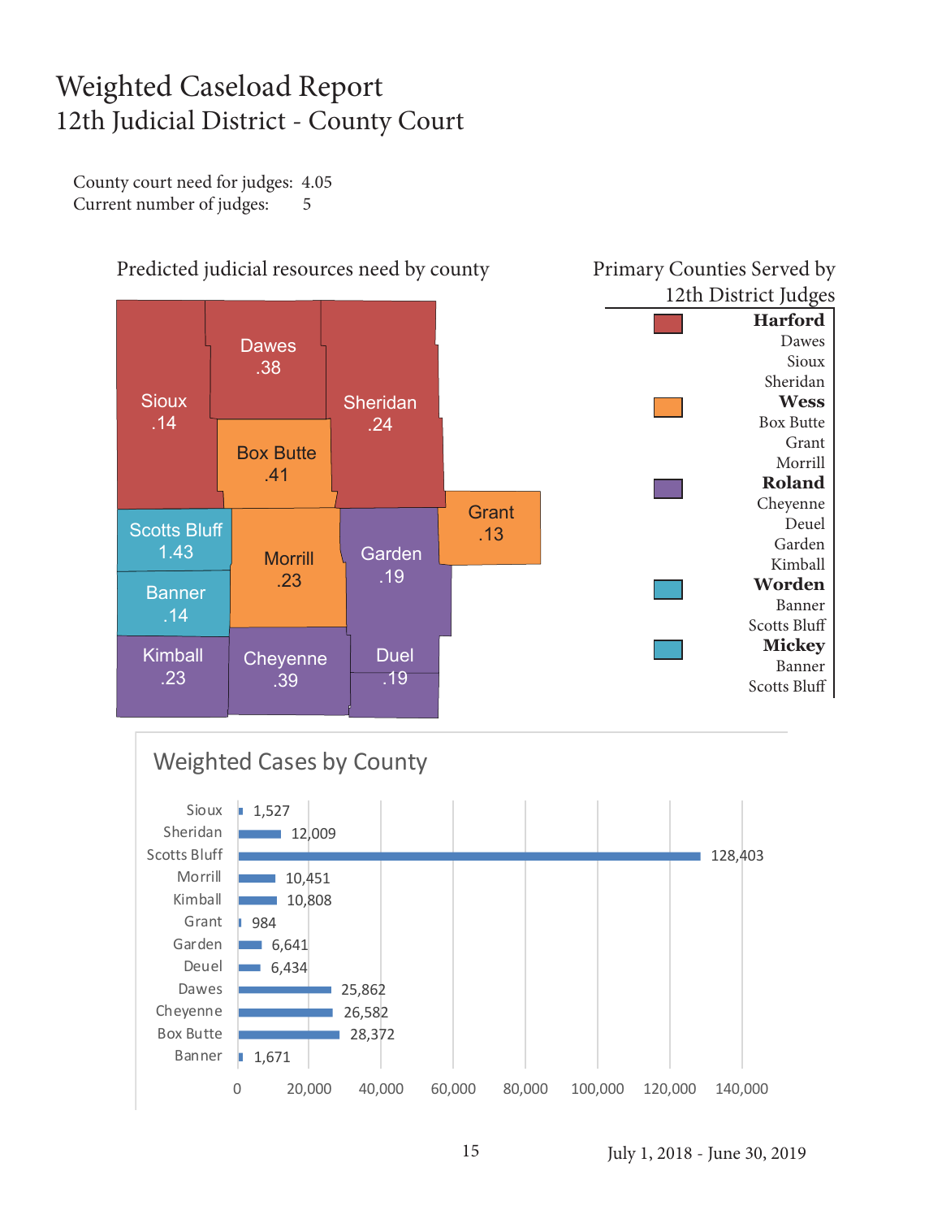# Weighted Caseload Report
## 12th Judicial District - County Court

County court need for judges: 4.05
Current number of judges: 5

Predicted judicial resources need by county

Dawes .38
Sioux .14
Sheridan .24
Box Butte .41
Grant .13
Scotts Bluff 1.43
Morrill .23
Garden .19
Banner .14
Kimball .23
Cheyenne .39
Duel .19

Primary Counties Served by 12th District Judges

**Harford**
Dawes
Sioux
Sheridan

**Wess**
Box Butte
Grant
Morrill

**Roland**
Cheyenne
Deuel
Garden
Kimball

**Worden**
Banner
Scotts Bluff

**Mickey**
Banner
Scotts Bluff

Weighted Cases by County

Sioux 1,527
Sheridan 12,009
Scotts Bluff 128,403
Morrill 10,451
Kimball 10,808
Grant 984
Garden 6,641
Deuel 6,434
Dawes 25,862
Cheyenne 26,582
Box Butte 28,372
Banner 1,671

0 20,000 40,000 60,000 80,000 100,000 120,000 140,000

July 1, 2018 - June 30, 2019